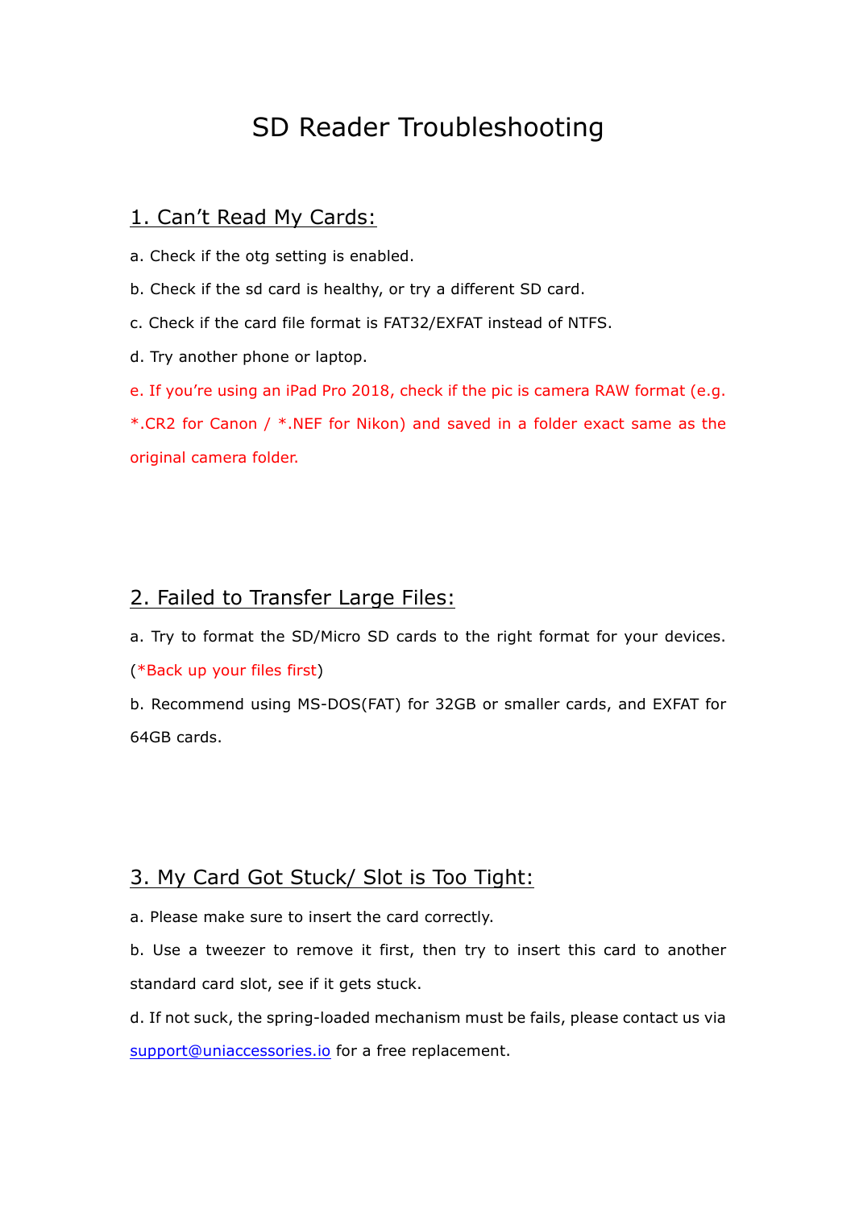# SD Reader Troubleshooting

## 1. Can't Read My Cards:

a. Check if the otg setting is enabled.

b. Check if the sd card is healthy, or try a different SD card.

c. Check if the card file format is FAT32/EXFAT instead of NTFS.

d. Try another phone or laptop.

e. If you're using an iPad Pro 2018, check if the pic is camera RAW format (e.g. *.CR2 for Canon / *.NEF for Nikon) and saved in a folder exact same as the original camera folder.

## 2. Failed to Transfer Large Files:

a. Try to format the SD/Micro SD cards to the right format for your devices. (*Back up your files first)

b. Recommend using MS-DOS(FAT) for 32GB or smaller cards, and EXFAT for 64GB cards.

## 3. My Card Got Stuck/ Slot is Too Tight:

a. Please make sure to insert the card correctly.

b. Use a tweezer to remove it first, then try to insert this card to another standard card slot, see if it gets stuck.

d. If not suck, the spring-loaded mechanism must be fails, please contact us via support@uniaccessories.io for a free replacement.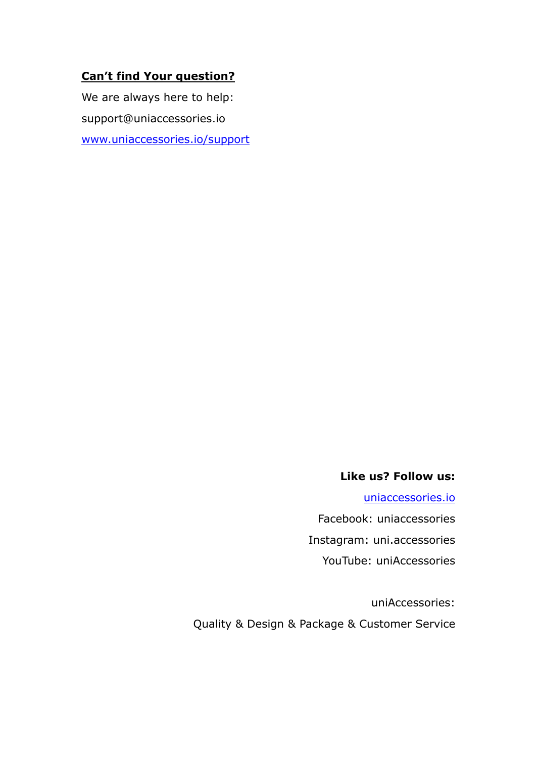**Can't find Your question?**

We are always here to help:

support@uniaccessories.io

[www.uniaccessories.io/support](www.uniaccessories.io/support)

**Like us? Follow us:**

[uniaccessories.io](uniaccessories.io)

Facebook: uniaccessories

Instagram: uni.accessories

YouTube: uniAccessories

uniAccessories:

Quality & Design & Package & Customer Service